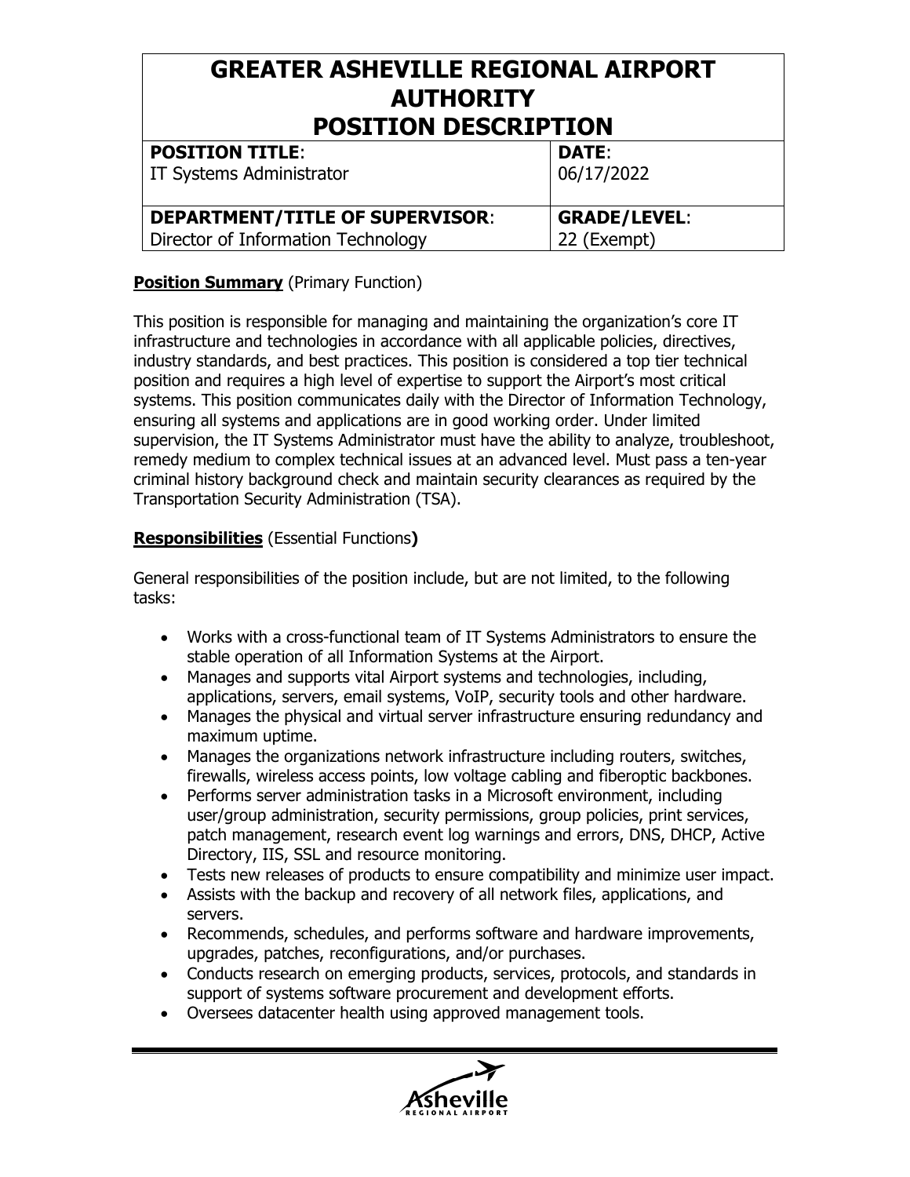# GREATER ASHEVILLE REGIONAL AIRPORT AUTHORITY POSITION DESCRIPTION

| **POSITION TITLE**: IT Systems Administrator | **DATE**: 06/17/2022 |
|---|---|
| **DEPARTMENT/TITLE OF SUPERVISOR**: Director of Information Technology | **GRADE/LEVEL**: 22 (Exempt) |

**Position Summary** (Primary Function)

This position is responsible for managing and maintaining the organization's core IT infrastructure and technologies in accordance with all applicable policies, directives, industry standards, and best practices. This position is considered a top tier technical position and requires a high level of expertise to support the Airport's most critical systems. This position communicates daily with the Director of Information Technology, ensuring all systems and applications are in good working order. Under limited supervision, the IT Systems Administrator must have the ability to analyze, troubleshoot, remedy medium to complex technical issues at an advanced level. Must pass a ten-year criminal history background check and maintain security clearances as required by the Transportation Security Administration (TSA).

**Responsibilities** (Essential Functions**)**

General responsibilities of the position include, but are not limited, to the following tasks:

- Works with a cross-functional team of IT Systems Administrators to ensure the stable operation of all Information Systems at the Airport.
- Manages and supports vital Airport systems and technologies, including, applications, servers, email systems, VoIP, security tools and other hardware.
- Manages the physical and virtual server infrastructure ensuring redundancy and maximum uptime.
- Manages the organizations network infrastructure including routers, switches, firewalls, wireless access points, low voltage cabling and fiberoptic backbones.
- Performs server administration tasks in a Microsoft environment, including user/group administration, security permissions, group policies, print services, patch management, research event log warnings and errors, DNS, DHCP, Active Directory, IIS, SSL and resource monitoring.
- Tests new releases of products to ensure compatibility and minimize user impact.
- Assists with the backup and recovery of all network files, applications, and servers.
- Recommends, schedules, and performs software and hardware improvements, upgrades, patches, reconfigurations, and/or purchases.
- Conducts research on emerging products, services, protocols, and standards in support of systems software procurement and development efforts.
- Oversees datacenter health using approved management tools.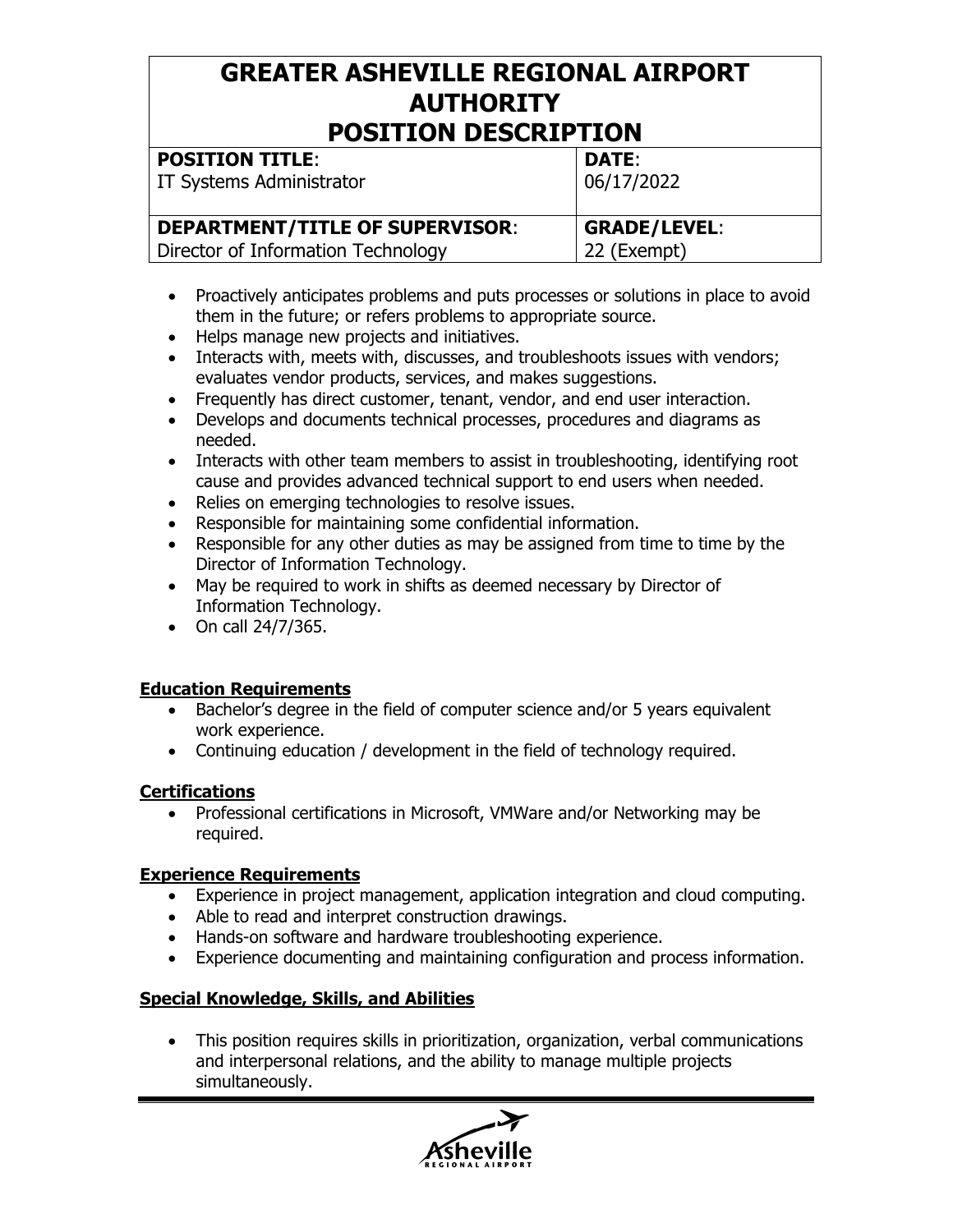# GREATER ASHEVILLE REGIONAL AIRPORT AUTHORITY POSITION DESCRIPTION

| **POSITION TITLE**: IT Systems Administrator | **DATE**: 06/17/2022 |
| --- | --- |
| **DEPARTMENT/TITLE OF SUPERVISOR**: Director of Information Technology | **GRADE/LEVEL**: 22 (Exempt) |

- Proactively anticipates problems and puts processes or solutions in place to avoid them in the future; or refers problems to appropriate source.
- Helps manage new projects and initiatives.
- Interacts with, meets with, discusses, and troubleshoots issues with vendors; evaluates vendor products, services, and makes suggestions.
- Frequently has direct customer, tenant, vendor, and end user interaction.
- Develops and documents technical processes, procedures and diagrams as needed.
- Interacts with other team members to assist in troubleshooting, identifying root cause and provides advanced technical support to end users when needed.
- Relies on emerging technologies to resolve issues.
- Responsible for maintaining some confidential information.
- Responsible for any other duties as may be assigned from time to time by the Director of Information Technology.
- May be required to work in shifts as deemed necessary by Director of Information Technology.
- On call 24/7/365.

**Education Requirements**

- Bachelor's degree in the field of computer science and/or 5 years equivalent work experience.
- Continuing education / development in the field of technology required.

**Certifications**

- Professional certifications in Microsoft, VMWare and/or Networking may be required.

**Experience Requirements**

- Experience in project management, application integration and cloud computing.
- Able to read and interpret construction drawings.
- Hands-on software and hardware troubleshooting experience.
- Experience documenting and maintaining configuration and process information.

**Special Knowledge, Skills, and Abilities**

- This position requires skills in prioritization, organization, verbal communications and interpersonal relations, and the ability to manage multiple projects simultaneously.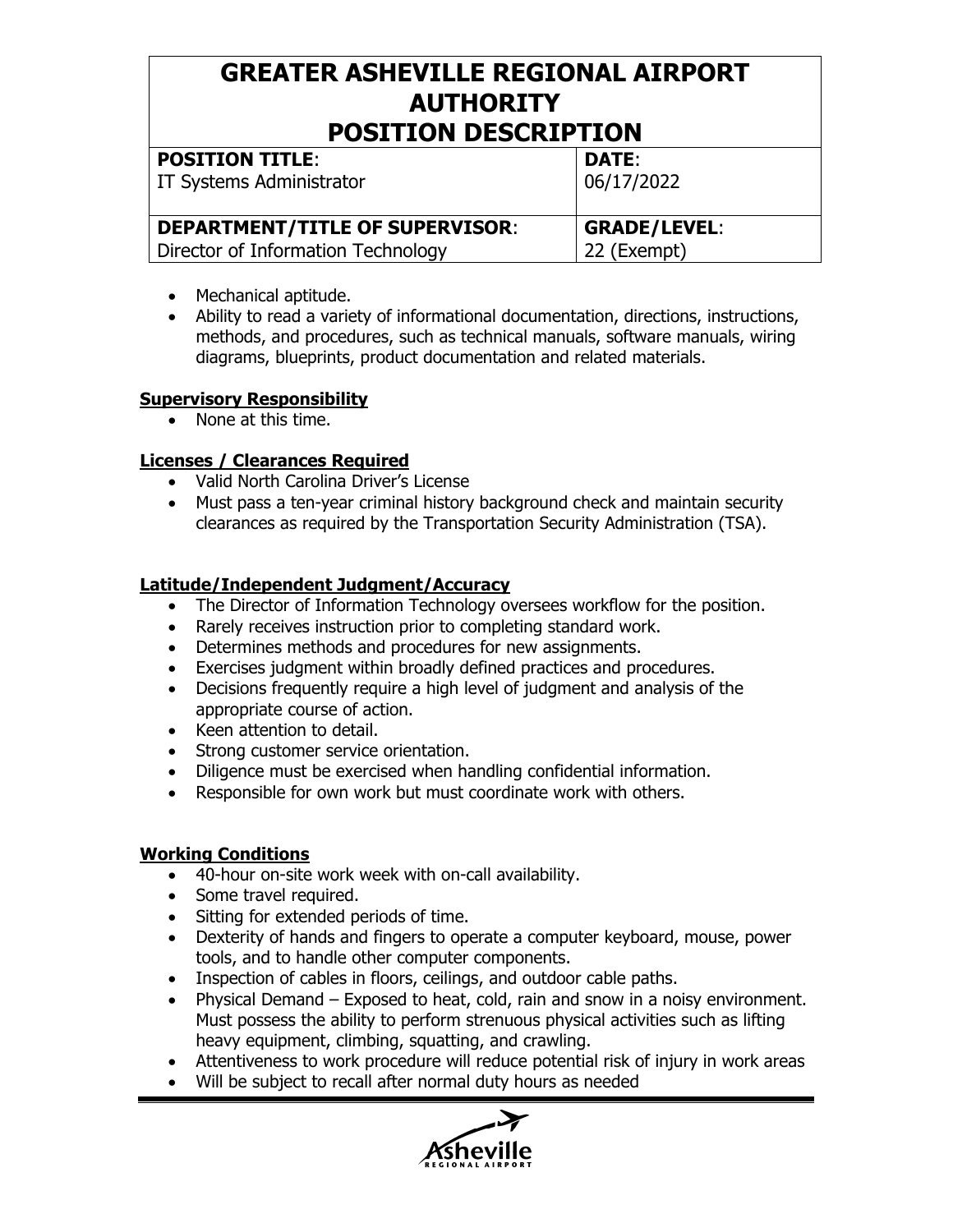# GREATER ASHEVILLE REGIONAL AIRPORT AUTHORITY POSITION DESCRIPTION

| | |
|---|---|
| **POSITION TITLE**: IT Systems Administrator | **DATE**: 06/17/2022 |
| **DEPARTMENT/TITLE OF SUPERVISOR**: Director of Information Technology | **GRADE/LEVEL**: 22 (Exempt) |

- Mechanical aptitude.
- Ability to read a variety of informational documentation, directions, instructions, methods, and procedures, such as technical manuals, software manuals, wiring diagrams, blueprints, product documentation and related materials.

**Supervisory Responsibility**

- None at this time.

**Licenses / Clearances Required**

- Valid North Carolina Driver's License
- Must pass a ten-year criminal history background check and maintain security clearances as required by the Transportation Security Administration (TSA).

**Latitude/Independent Judgment/Accuracy**

- The Director of Information Technology oversees workflow for the position.
- Rarely receives instruction prior to completing standard work.
- Determines methods and procedures for new assignments.
- Exercises judgment within broadly defined practices and procedures.
- Decisions frequently require a high level of judgment and analysis of the appropriate course of action.
- Keen attention to detail.
- Strong customer service orientation.
- Diligence must be exercised when handling confidential information.
- Responsible for own work but must coordinate work with others.

**Working Conditions**

- 40-hour on-site work week with on-call availability.
- Some travel required.
- Sitting for extended periods of time.
- Dexterity of hands and fingers to operate a computer keyboard, mouse, power tools, and to handle other computer components.
- Inspection of cables in floors, ceilings, and outdoor cable paths.
- Physical Demand – Exposed to heat, cold, rain and snow in a noisy environment. Must possess the ability to perform strenuous physical activities such as lifting heavy equipment, climbing, squatting, and crawling.
- Attentiveness to work procedure will reduce potential risk of injury in work areas
- Will be subject to recall after normal duty hours as needed